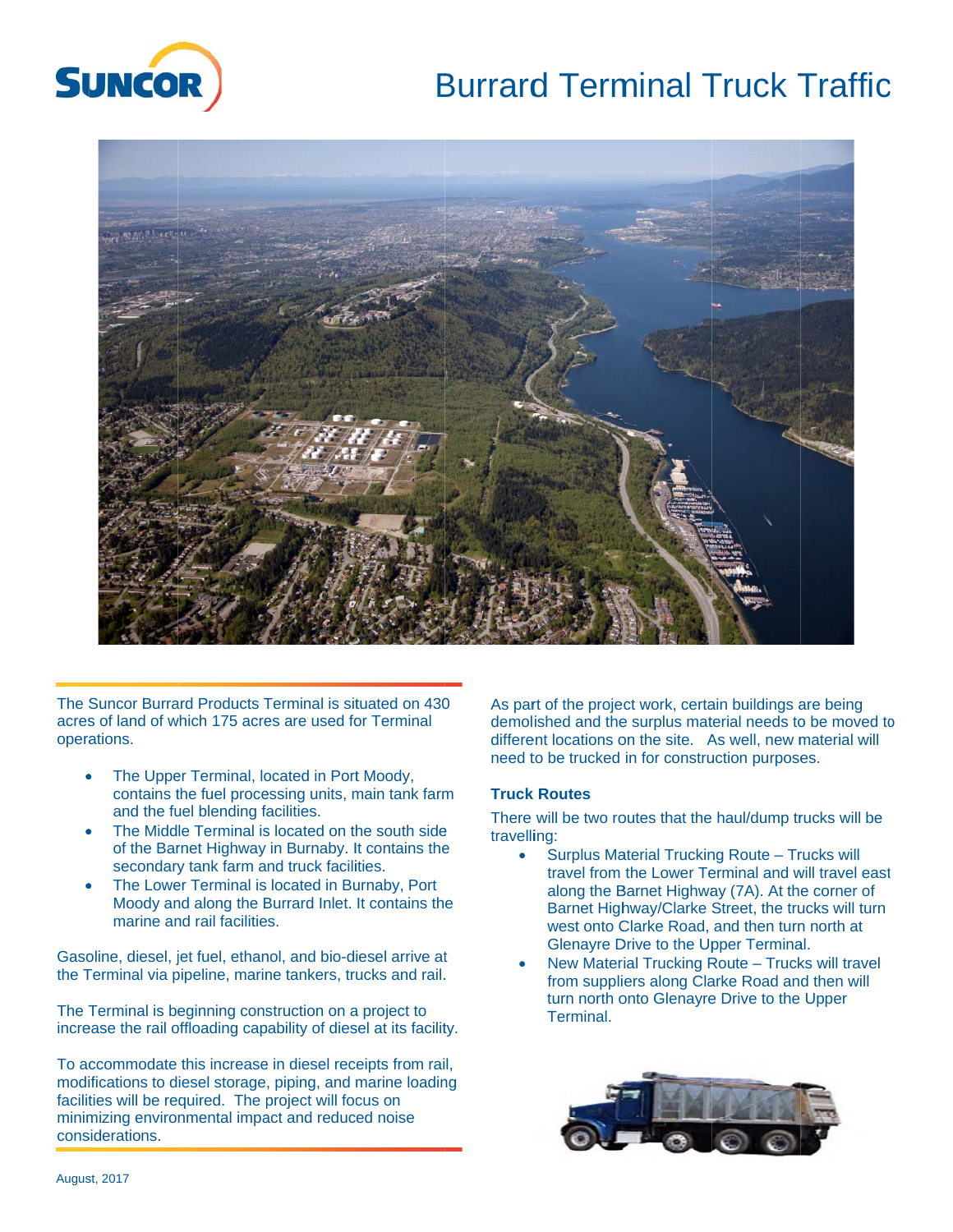# Burrard Terminal Truck Traffic

The Suncor Burrard Products Terminal is situated on 430 acres of land of which 175 acres are used for Terminal operations.

- The Upper Terminal, located in Port Moody, contains the fuel processing units, main tank farm and the fuel blending facilities.
- The Middle Terminal is located on the south side of the Barnet Highway in Burnaby. It contains the secondary tank farm and truck facilities.
- The Lower Terminal is located in Burnaby, Port Moody and along the Burrard Inlet. It contains the marine and rail facilities.

Gasoline, diesel, jet fuel, ethanol, and bio-diesel arrive at the Terminal via pipeline, marine tankers, trucks and rail.

The Terminal is beginning construction on a project to increase the rail offloading capability of diesel at its facility.

To accommodate this increase in diesel receipts from rail, modifications to diesel storage, piping, and marine loading facilities will be required. The project will focus on minimizing environmental impact and reduced noise considerations.

As part of the project work, certain buildings are being demolished and the surplus material needs to be moved to different locations on the site. As well, new material will need to be trucked in for construction purposes.

### Truck Routes

There will be two routes that the haul/dump trucks will be travelling:

- Surplus Material Trucking Route – Trucks will travel from the Lower Terminal and will travel east along the Barnet Highway (7A). At the corner of Barnet Highway/Clarke Street, the trucks will turn west onto Clarke Road, and then turn north at Glenayre Drive to the Upper Terminal.
- New Material Trucking Route – Trucks will travel from suppliers along Clarke Road and then will turn north onto Glenayre Drive to the Upper Terminal.

August, 2017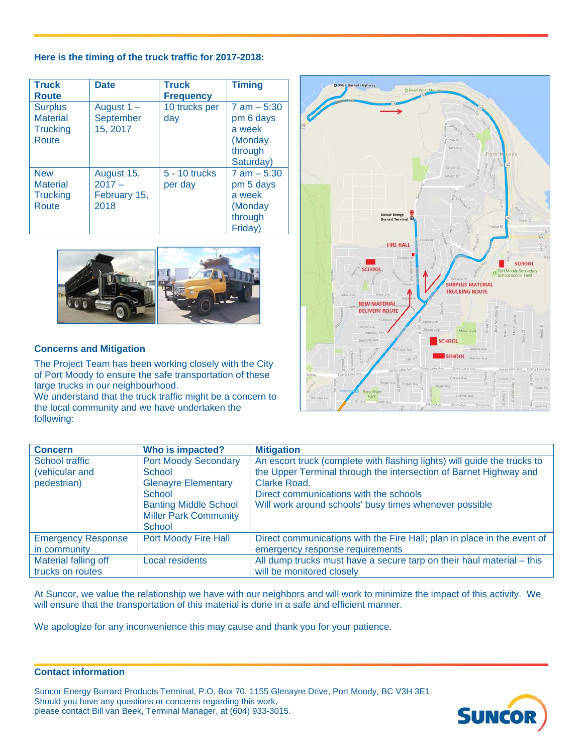**Here is the timing of the truck traffic for 2017-2018:**

| Truck Route | Date | Truck Frequency | Timing |
|---|---|---|---|
| Surplus Material Trucking Route | August 1 – September 15, 2017 | 10 trucks per day | 7 am – 5:30 pm 6 days a week (Monday through Saturday) |
| New Material Trucking Route | August 15, 2017 – February 15, 2018 | 5 - 10 trucks per day | 7 am – 5:30 pm 5 days a week (Monday through Friday) |

## Concerns and Mitigation

The Project Team has been working closely with the City of Port Moody to ensure the safe transportation of these large trucks in our neighbourhood.
We understand that the truck traffic might be a concern to the local community and we have undertaken the following:

| Concern | Who is impacted? | Mitigation |
|---|---|---|
| School traffic (vehicular and pedestrian) | Port Moody Secondary School<br>Glenayre Elementary School<br>Banting Middle School<br>Miller Park Community School | An escort truck (complete with flashing lights) will guide the trucks to the Upper Terminal through the intersection of Barnet Highway and Clarke Road.<br>Direct communications with the schools<br>Will work around schools' busy times whenever possible |
| Emergency Response in community | Port Moody Fire Hall | Direct communications with the Fire Hall; plan in place in the event of emergency response requirements |
| Material falling off trucks on routes | Local residents | All dump trucks must have a secure tarp on their haul material – this will be monitored closely |

At Suncor, we value the relationship we have with our neighbors and will work to minimize the impact of this activity. We will ensure that the transportation of this material is done in a safe and efficient manner.

We apologize for any inconvenience this may cause and thank you for your patience.

## Contact information

Suncor Energy Burrard Products Terminal, P.O. Box 70, 1155 Glenayre Drive, Port Moody, BC V3H 3E1
Should you have any questions or concerns regarding this work,
please contact Bill van Beek, Terminal Manager, at (604) 933-3015.